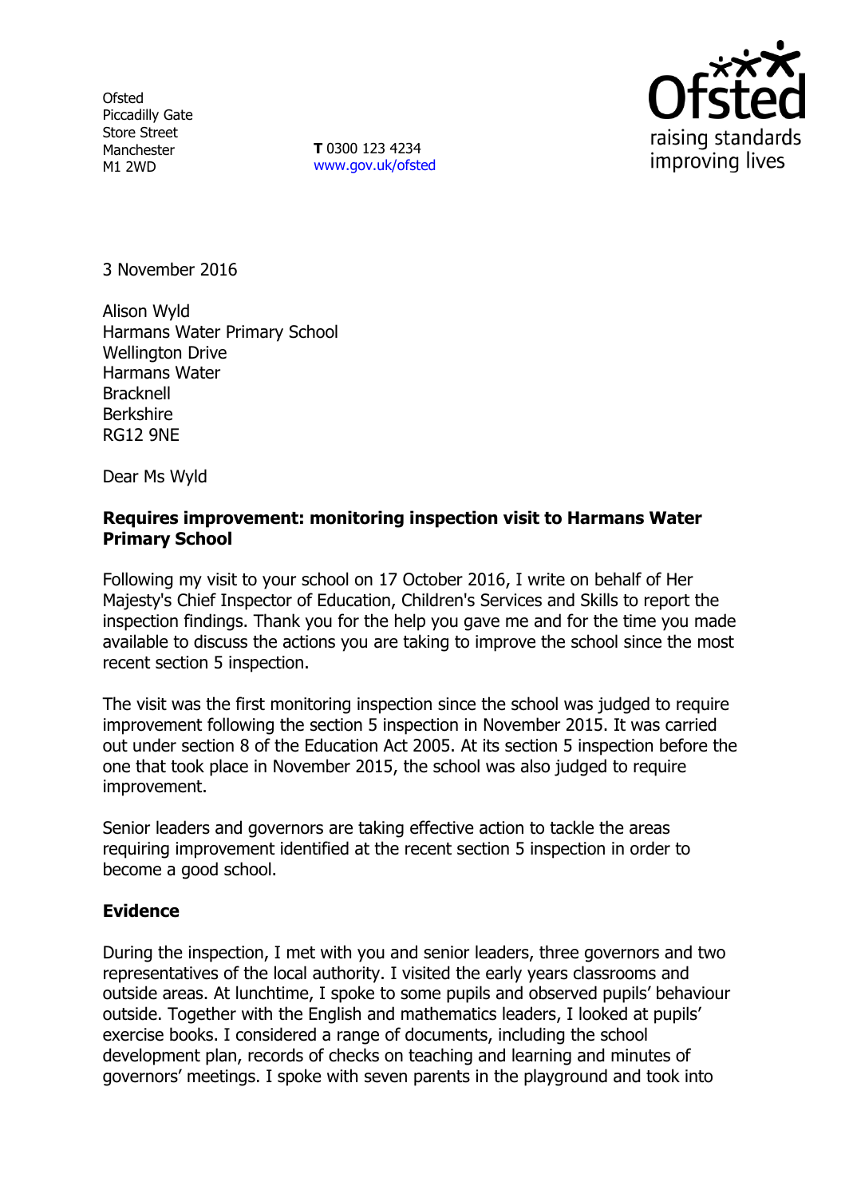Ofsted
Piccadilly Gate
Store Street
Manchester
M1 2WD

**T** 0300 123 4234
www.gov.uk/ofsted

Ofsted
raising standards
improving lives

3 November 2016

Alison Wyld
Harmans Water Primary School
Wellington Drive
Harmans Water
Bracknell
Berkshire
RG12 9NE

Dear Ms Wyld

**Requires improvement: monitoring inspection visit to Harmans Water Primary School**

Following my visit to your school on 17 October 2016, I write on behalf of Her Majesty's Chief Inspector of Education, Children's Services and Skills to report the inspection findings. Thank you for the help you gave me and for the time you made available to discuss the actions you are taking to improve the school since the most recent section 5 inspection.

The visit was the first monitoring inspection since the school was judged to require improvement following the section 5 inspection in November 2015. It was carried out under section 8 of the Education Act 2005. At its section 5 inspection before the one that took place in November 2015, the school was also judged to require improvement.

Senior leaders and governors are taking effective action to tackle the areas requiring improvement identified at the recent section 5 inspection in order to become a good school.

## Evidence

During the inspection, I met with you and senior leaders, three governors and two representatives of the local authority. I visited the early years classrooms and outside areas. At lunchtime, I spoke to some pupils and observed pupils' behaviour outside. Together with the English and mathematics leaders, I looked at pupils' exercise books. I considered a range of documents, including the school development plan, records of checks on teaching and learning and minutes of governors' meetings. I spoke with seven parents in the playground and took into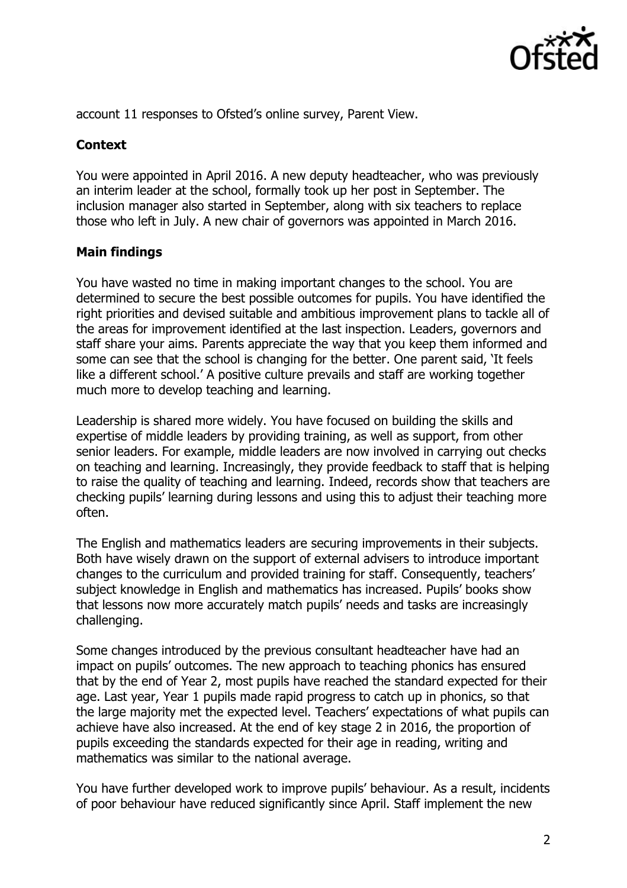account 11 responses to Ofsted's online survey, Parent View.

**Context**

You were appointed in April 2016. A new deputy headteacher, who was previously an interim leader at the school, formally took up her post in September. The inclusion manager also started in September, along with six teachers to replace those who left in July. A new chair of governors was appointed in March 2016.

**Main findings**

You have wasted no time in making important changes to the school. You are determined to secure the best possible outcomes for pupils. You have identified the right priorities and devised suitable and ambitious improvement plans to tackle all of the areas for improvement identified at the last inspection. Leaders, governors and staff share your aims. Parents appreciate the way that you keep them informed and some can see that the school is changing for the better. One parent said, 'It feels like a different school.' A positive culture prevails and staff are working together much more to develop teaching and learning.

Leadership is shared more widely. You have focused on building the skills and expertise of middle leaders by providing training, as well as support, from other senior leaders. For example, middle leaders are now involved in carrying out checks on teaching and learning. Increasingly, they provide feedback to staff that is helping to raise the quality of teaching and learning. Indeed, records show that teachers are checking pupils' learning during lessons and using this to adjust their teaching more often.

The English and mathematics leaders are securing improvements in their subjects. Both have wisely drawn on the support of external advisers to introduce important changes to the curriculum and provided training for staff. Consequently, teachers' subject knowledge in English and mathematics has increased. Pupils' books show that lessons now more accurately match pupils' needs and tasks are increasingly challenging.

Some changes introduced by the previous consultant headteacher have had an impact on pupils' outcomes. The new approach to teaching phonics has ensured that by the end of Year 2, most pupils have reached the standard expected for their age. Last year, Year 1 pupils made rapid progress to catch up in phonics, so that the large majority met the expected level. Teachers' expectations of what pupils can achieve have also increased. At the end of key stage 2 in 2016, the proportion of pupils exceeding the standards expected for their age in reading, writing and mathematics was similar to the national average.

You have further developed work to improve pupils' behaviour. As a result, incidents of poor behaviour have reduced significantly since April. Staff implement the new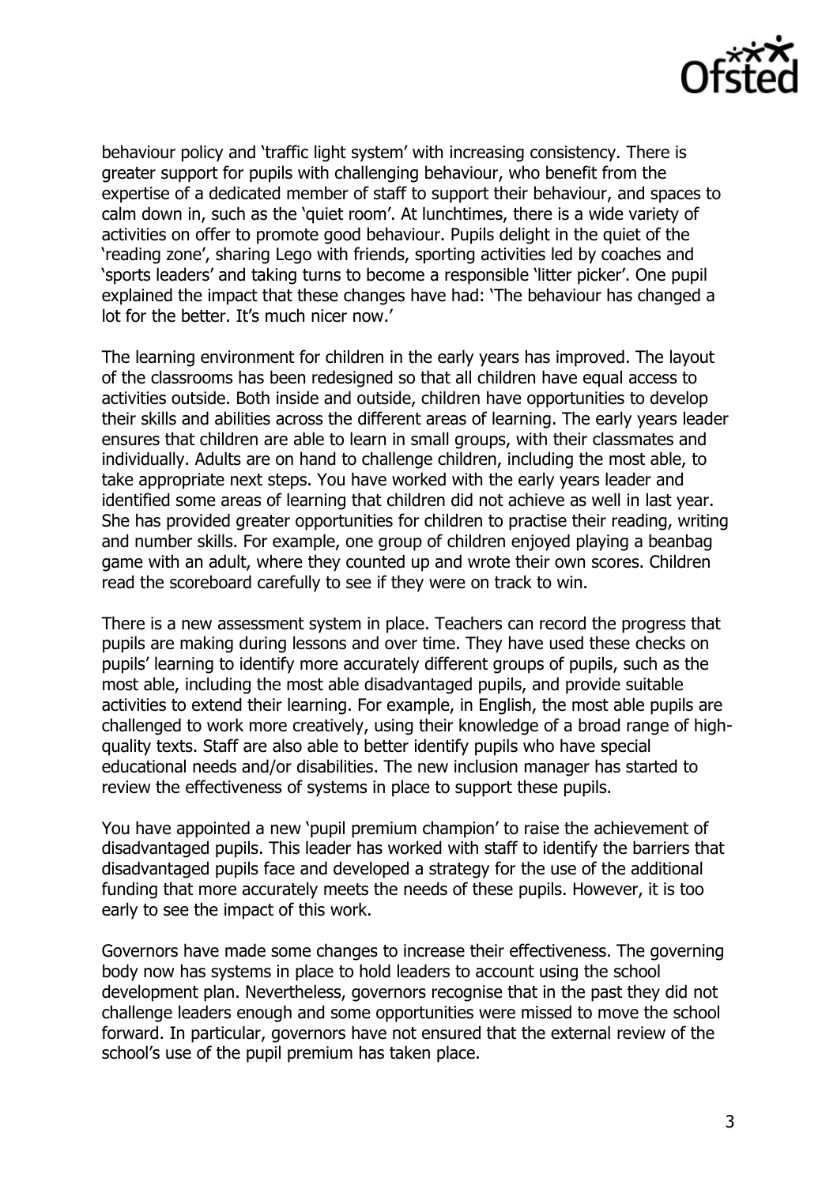behaviour policy and 'traffic light system' with increasing consistency. There is greater support for pupils with challenging behaviour, who benefit from the expertise of a dedicated member of staff to support their behaviour, and spaces to calm down in, such as the 'quiet room'. At lunchtimes, there is a wide variety of activities on offer to promote good behaviour. Pupils delight in the quiet of the 'reading zone', sharing Lego with friends, sporting activities led by coaches and 'sports leaders' and taking turns to become a responsible 'litter picker'. One pupil explained the impact that these changes have had: 'The behaviour has changed a lot for the better. It's much nicer now.'

The learning environment for children in the early years has improved. The layout of the classrooms has been redesigned so that all children have equal access to activities outside. Both inside and outside, children have opportunities to develop their skills and abilities across the different areas of learning. The early years leader ensures that children are able to learn in small groups, with their classmates and individually. Adults are on hand to challenge children, including the most able, to take appropriate next steps. You have worked with the early years leader and identified some areas of learning that children did not achieve as well in last year. She has provided greater opportunities for children to practise their reading, writing and number skills. For example, one group of children enjoyed playing a beanbag game with an adult, where they counted up and wrote their own scores. Children read the scoreboard carefully to see if they were on track to win.

There is a new assessment system in place. Teachers can record the progress that pupils are making during lessons and over time. They have used these checks on pupils' learning to identify more accurately different groups of pupils, such as the most able, including the most able disadvantaged pupils, and provide suitable activities to extend their learning. For example, in English, the most able pupils are challenged to work more creatively, using their knowledge of a broad range of high-quality texts. Staff are also able to better identify pupils who have special educational needs and/or disabilities. The new inclusion manager has started to review the effectiveness of systems in place to support these pupils.

You have appointed a new 'pupil premium champion' to raise the achievement of disadvantaged pupils. This leader has worked with staff to identify the barriers that disadvantaged pupils face and developed a strategy for the use of the additional funding that more accurately meets the needs of these pupils. However, it is too early to see the impact of this work.

Governors have made some changes to increase their effectiveness. The governing body now has systems in place to hold leaders to account using the school development plan. Nevertheless, governors recognise that in the past they did not challenge leaders enough and some opportunities were missed to move the school forward. In particular, governors have not ensured that the external review of the school's use of the pupil premium has taken place.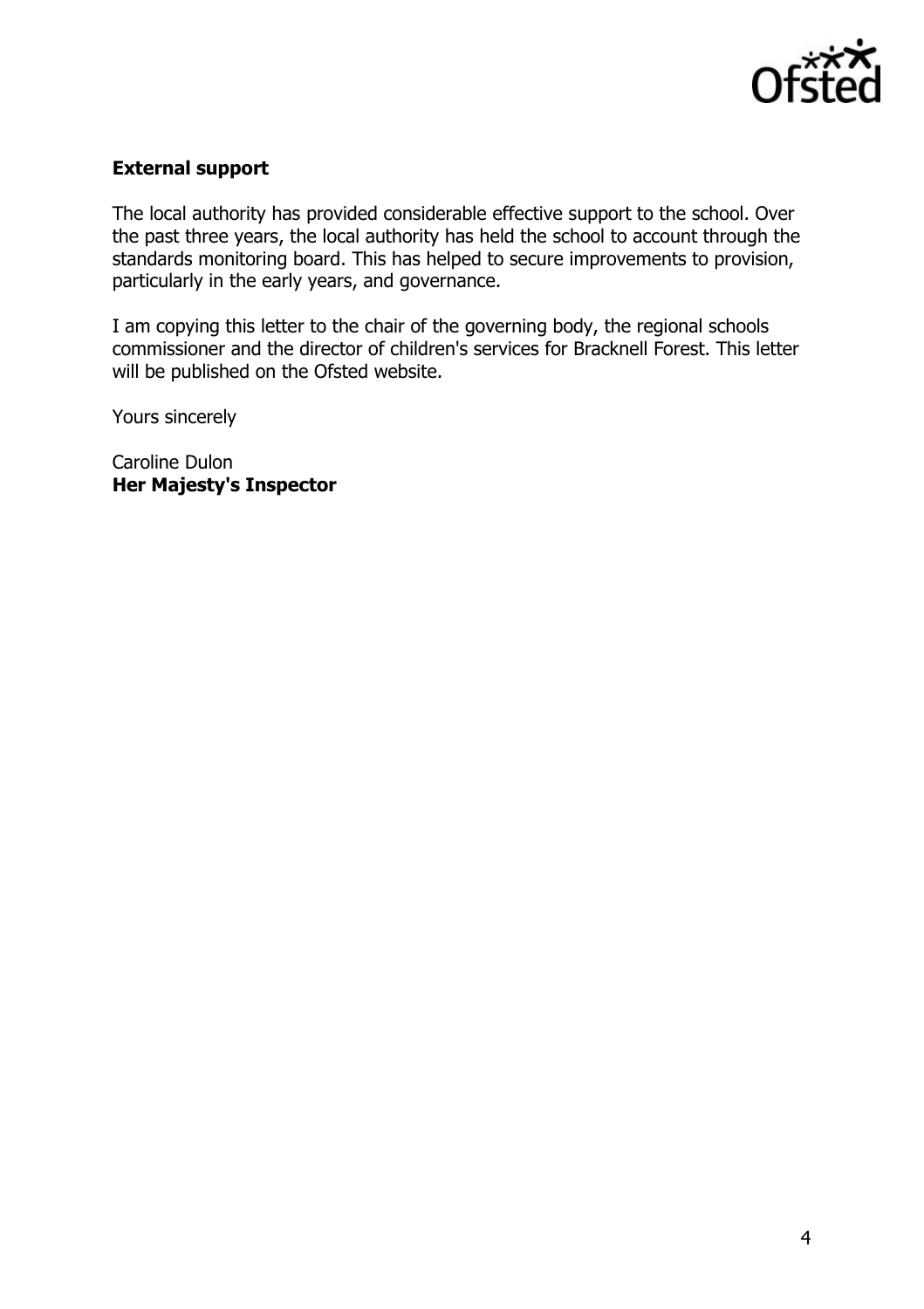**External support**

The local authority has provided considerable effective support to the school. Over the past three years, the local authority has held the school to account through the standards monitoring board. This has helped to secure improvements to provision, particularly in the early years, and governance.

I am copying this letter to the chair of the governing body, the regional schools commissioner and the director of children's services for Bracknell Forest. This letter will be published on the Ofsted website.

Yours sincerely

Caroline Dulon
**Her Majesty's Inspector**